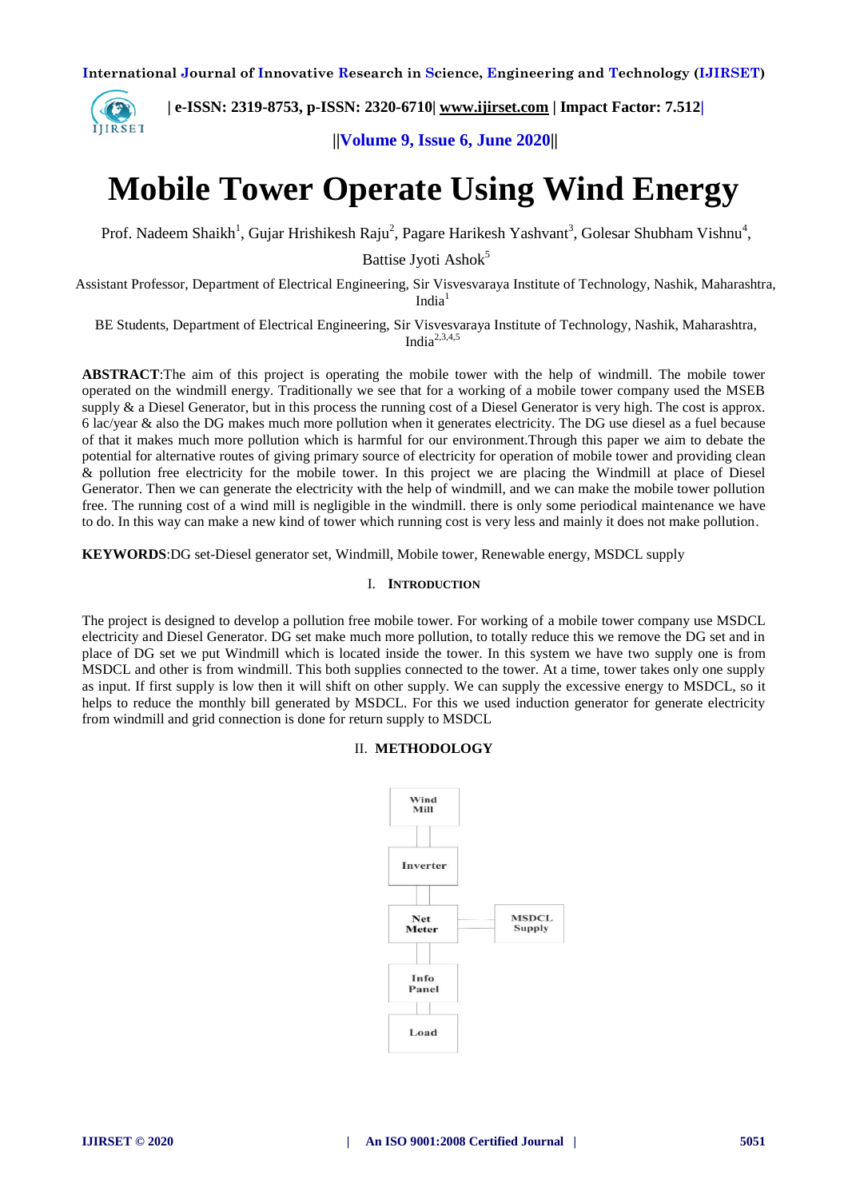# Mobile Tower Operate Using Wind Energy

Prof. Nadeem Shaikh[1], Gujar Hrishikesh Raju[2], Pagare Harikesh Yashvant[3], Golesar Shubham Vishnu[4], Battise Jyoti Ashok[5]

Assistant Professor, Department of Electrical Engineering, Sir Visvesvaraya Institute of Technology, Nashik, Maharashtra, India[1]

BE Students, Department of Electrical Engineering, Sir Visvesvaraya Institute of Technology, Nashik, Maharashtra, India[2,3,4,5]

**ABSTRACT**:The aim of this project is operating the mobile tower with the help of windmill. The mobile tower operated on the windmill energy. Traditionally we see that for a working of a mobile tower company used the MSEB supply & a Diesel Generator, but in this process the running cost of a Diesel Generator is very high. The cost is approx. 6 lac/year & also the DG makes much more pollution when it generates electricity. The DG use diesel as a fuel because of that it makes much more pollution which is harmful for our environment.Through this paper we aim to debate the potential for alternative routes of giving primary source of electricity for operation of mobile tower and providing clean & pollution free electricity for the mobile tower. In this project we are placing the Windmill at place of Diesel Generator. Then we can generate the electricity with the help of windmill, and we can make the mobile tower pollution free. The running cost of a wind mill is negligible in the windmill. there is only some periodical maintenance we have to do. In this way can make a new kind of tower which running cost is very less and mainly it does not make pollution.

**KEYWORDS**:DG set-Diesel generator set, Windmill, Mobile tower, Renewable energy, MSDCL supply

## I. INTRODUCTION

The project is designed to develop a pollution free mobile tower. For working of a mobile tower company use MSDCL electricity and Diesel Generator. DG set make much more pollution, to totally reduce this we remove the DG set and in place of DG set we put Windmill which is located inside the tower. In this system we have two supply one is from MSDCL and other is from windmill. This both supplies connected to the tower. At a time, tower takes only one supply as input. If first supply is low then it will shift on other supply. We can supply the excessive energy to MSDCL, so it helps to reduce the monthly bill generated by MSDCL. For this we used induction generator for generate electricity from windmill and grid connection is done for return supply to MSDCL

## II. METHODOLOGY

Wind Mill → Inverter → Net Meter (— MSDCL Supply) → Info Panel → Load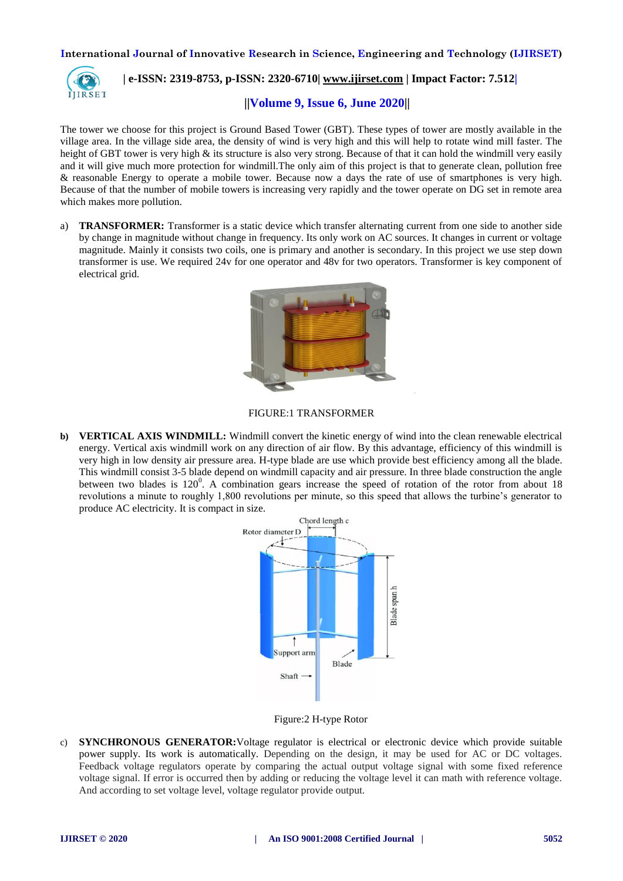The tower we choose for this project is Ground Based Tower (GBT). These types of tower are mostly available in the village area. In the village side area, the density of wind is very high and this will help to rotate wind mill faster. The height of GBT tower is very high & its structure is also very strong. Because of that it can hold the windmill very easily and it will give much more protection for windmill.The only aim of this project is that to generate clean, pollution free & reasonable Energy to operate a mobile tower. Because now a days the rate of use of smartphones is very high. Because of that the number of mobile towers is increasing very rapidly and the tower operate on DG set in remote area which makes more pollution.

a) **TRANSFORMER:** Transformer is a static device which transfer alternating current from one side to another side by change in magnitude without change in frequency. Its only work on AC sources. It changes in current or voltage magnitude. Mainly it consists two coils, one is primary and another is secondary. In this project we use step down transformer is use. We required 24v for one operator and 48v for two operators. Transformer is key component of electrical grid.

FIGURE:1 TRANSFORMER

b) **VERTICAL AXIS WINDMILL:** Windmill convert the kinetic energy of wind into the clean renewable electrical energy. Vertical axis windmill work on any direction of air flow. By this advantage, efficiency of this windmill is very high in low density air pressure area. H-type blade are use which provide best efficiency among all the blade. This windmill consist 3-5 blade depend on windmill capacity and air pressure. In three blade construction the angle between two blades is $120^0$. A combination gears increase the speed of rotation of the rotor from about 18 revolutions a minute to roughly 1,800 revolutions per minute, so this speed that allows the turbine's generator to produce AC electricity. It is compact in size.

Figure:2 H-type Rotor

c) **SYNCHRONOUS GENERATOR:** Voltage regulator is electrical or electronic device which provide suitable power supply. Its work is automatically. Depending on the design, it may be used for AC or DC voltages. Feedback voltage regulators operate by comparing the actual output voltage signal with some fixed reference voltage signal. If error is occurred then by adding or reducing the voltage level it can math with reference voltage. And according to set voltage level, voltage regulator provide output.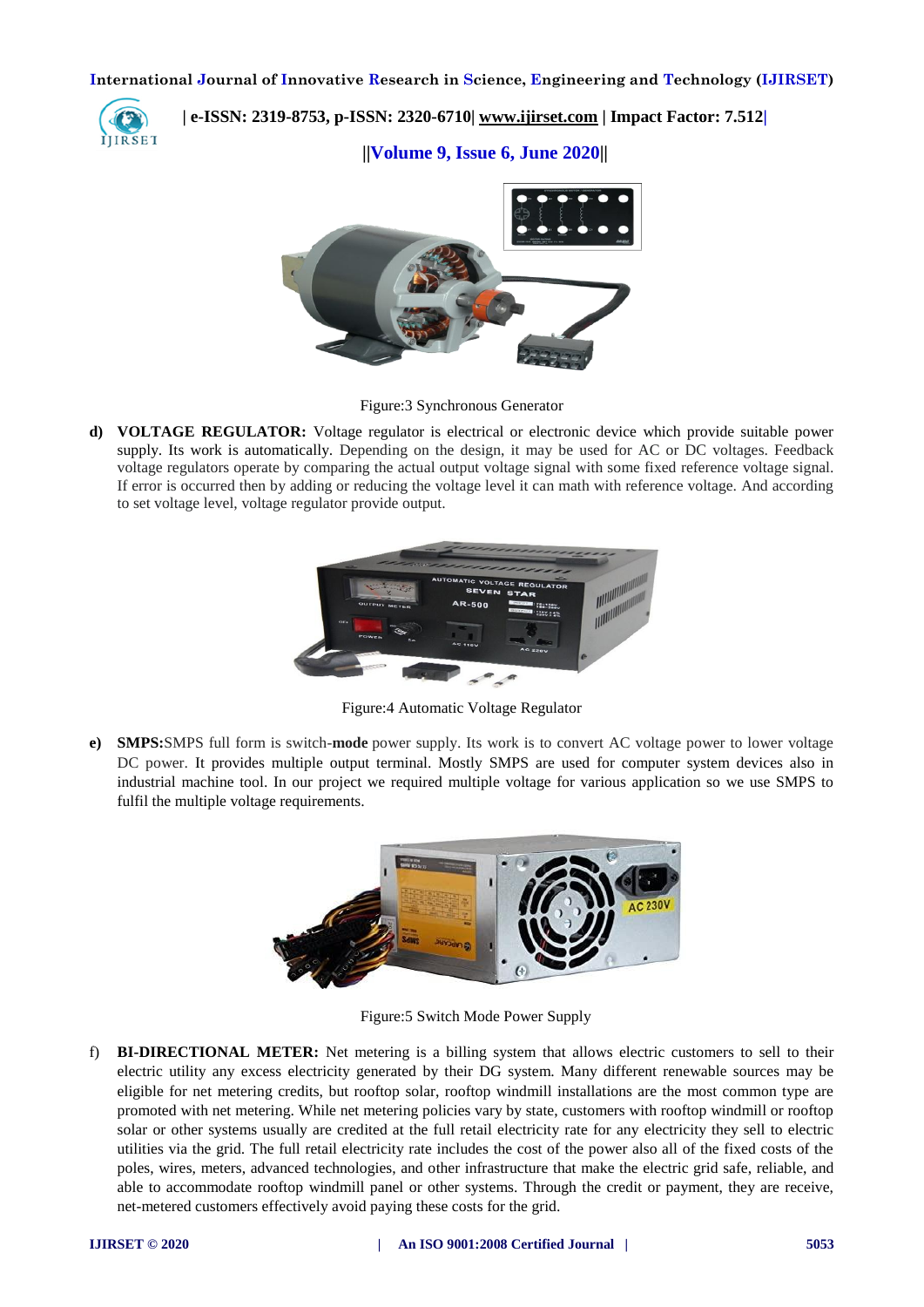Figure:3 Synchronous Generator

d) **VOLTAGE REGULATOR:** Voltage regulator is electrical or electronic device which provide suitable power supply. Its work is automatically. Depending on the design, it may be used for AC or DC voltages. Feedback voltage regulators operate by comparing the actual output voltage signal with some fixed reference voltage signal. If error is occurred then by adding or reducing the voltage level it can math with reference voltage. And according to set voltage level, voltage regulator provide output.

Figure:4 Automatic Voltage Regulator

e) **SMPS:**SMPS full form is switch-**mode** power supply. Its work is to convert AC voltage power to lower voltage DC power. It provides multiple output terminal. Mostly SMPS are used for computer system devices also in industrial machine tool. In our project we required multiple voltage for various application so we use SMPS to fulfil the multiple voltage requirements.

Figure:5 Switch Mode Power Supply

f) **BI-DIRECTIONAL METER:** Net metering is a billing system that allows electric customers to sell to their electric utility any excess electricity generated by their DG system. Many different renewable sources may be eligible for net metering credits, but rooftop solar, rooftop windmill installations are the most common type are promoted with net metering. While net metering policies vary by state, customers with rooftop windmill or rooftop solar or other systems usually are credited at the full retail electricity rate for any electricity they sell to electric utilities via the grid. The full retail electricity rate includes the cost of the power also all of the fixed costs of the poles, wires, meters, advanced technologies, and other infrastructure that make the electric grid safe, reliable, and able to accommodate rooftop windmill panel or other systems. Through the credit or payment, they are receive, net-metered customers effectively avoid paying these costs for the grid.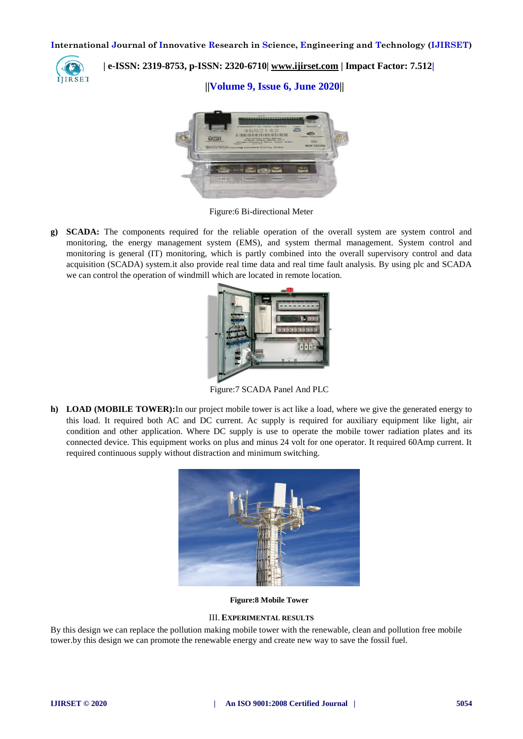Figure:6 Bi-directional Meter

g) **SCADA:** The components required for the reliable operation of the overall system are system control and monitoring, the energy management system (EMS), and system thermal management. System control and monitoring is general (IT) monitoring, which is partly combined into the overall supervisory control and data acquisition (SCADA) system.it also provide real time data and real time fault analysis. By using plc and SCADA we can control the operation of windmill which are located in remote location.

Figure:7 SCADA Panel And PLC

h) **LOAD (MOBILE TOWER):**In our project mobile tower is act like a load, where we give the generated energy to this load. It required both AC and DC current. Ac supply is required for auxiliary equipment like light, air condition and other application. Where DC supply is use to operate the mobile tower radiation plates and its connected device. This equipment works on plus and minus 24 volt for one operator. It required 60Amp current. It required continuous supply without distraction and minimum switching.

**Figure:8 Mobile Tower**

## III. EXPERIMENTAL RESULTS

By this design we can replace the pollution making mobile tower with the renewable, clean and pollution free mobile tower.by this design we can promote the renewable energy and create new way to save the fossil fuel.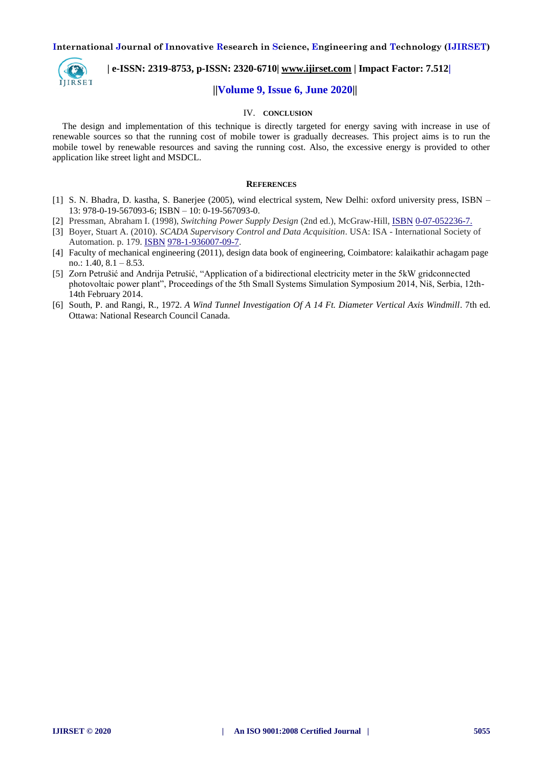## IV. CONCLUSION

The design and implementation of this technique is directly targeted for energy saving with increase in use of renewable sources so that the running cost of mobile tower is gradually decreases. This project aims is to run the mobile towel by renewable resources and saving the running cost. Also, the excessive energy is provided to other application like street light and MSDCL.

## REFERENCES

[1] S. N. Bhadra, D. kastha, S. Banerjee (2005), wind electrical system, New Delhi: oxford university press, ISBN – 13: 978-0-19-567093-6; ISBN – 10: 0-19-567093-0.

[2] Pressman, Abraham I. (1998), *Switching Power Supply Design* (2nd ed.), McGraw-Hill, ISBN 0-07-052236-7.

[3] Boyer, Stuart A. (2010). *SCADA Supervisory Control and Data Acquisition*. USA: ISA - International Society of Automation. p. 179. ISBN 978-1-936007-09-7.

[4] Faculty of mechanical engineering (2011), design data book of engineering, Coimbatore: kalaikathir achagam page no.: 1.40, 8.1 – 8.53.

[5] Zorn Petrušić and Andrija Petrušić, "Application of a bidirectional electricity meter in the 5kW gridconnected photovoltaic power plant", Proceedings of the 5th Small Systems Simulation Symposium 2014, Niš, Serbia, 12th-14th February 2014.

[6] South, P. and Rangi, R., 1972. *A Wind Tunnel Investigation Of A 14 Ft. Diameter Vertical Axis Windmill*. 7th ed. Ottawa: National Research Council Canada.